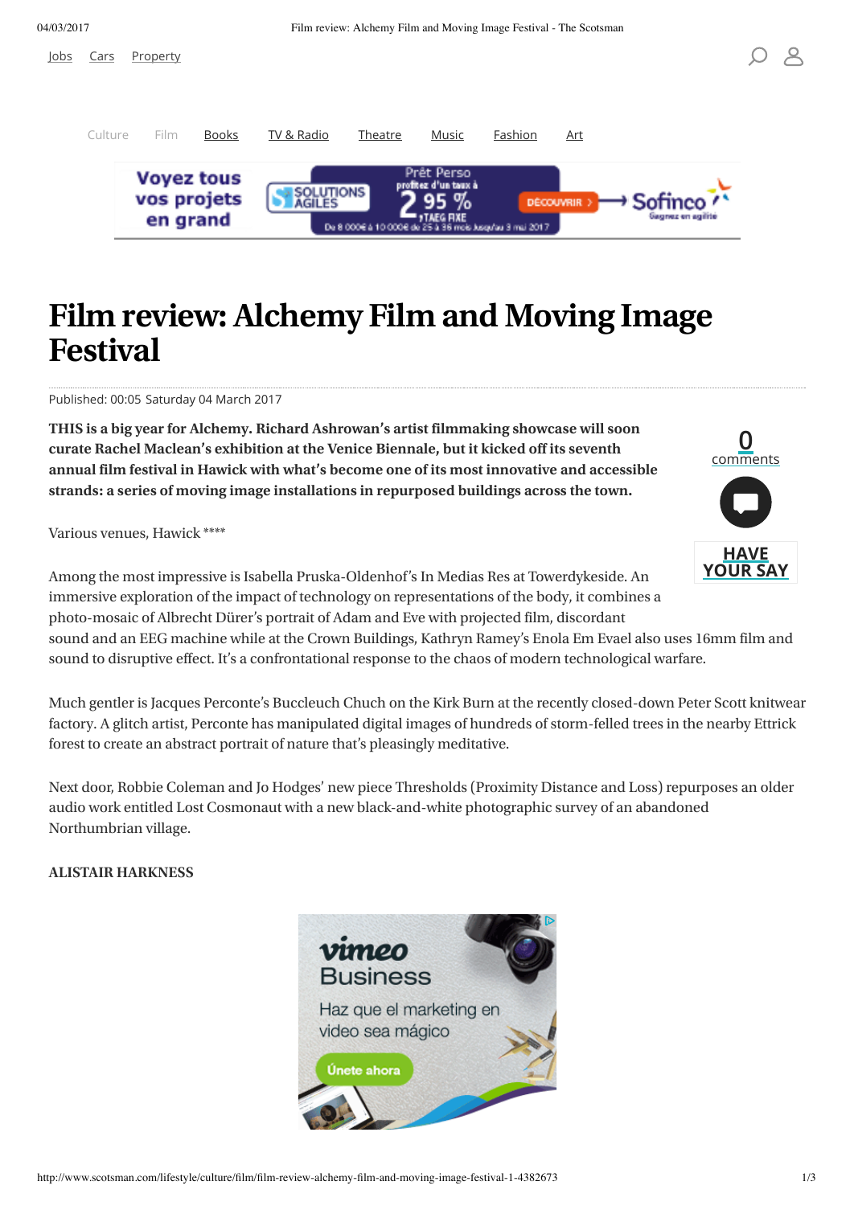# Film review: Alchemy Film and Moving Image Festival

Published: 00:05 Saturday 04 March 2017

**THIS is a big year for Alchemy. Richard Ashrowan's artist filmmaking showcase will soon curate Rachel Maclean's exhibition at the Venice Biennale, but it kicked off its seventh annual film festival in Hawick with what's become one of its most innovative and accessible strands: a series of moving image installations in repurposed buildings across the town.**

Various venues, Hawick ****

Among the most impressive is Isabella Pruska-Oldenhof's In Medias Res at Towerdykeside. An immersive exploration of the impact of technology on representations of the body, it combines a photo-mosaic of Albrecht Dürer's portrait of Adam and Eve with projected film, discordant sound and an EEG machine while at the Crown Buildings, Kathryn Ramey's Enola Em Evael also uses 16mm film and sound to disruptive effect. It's a confrontational response to the chaos of modern technological warfare.

Much gentler is Jacques Perconte's Buccleuch Chuch on the Kirk Burn at the recently closed-down Peter Scott knitwear factory. A glitch artist, Perconte has manipulated digital images of hundreds of storm-felled trees in the nearby Ettrick forest to create an abstract portrait of nature that's pleasingly meditative.

Next door, Robbie Coleman and Jo Hodges' new piece Thresholds (Proximity Distance and Loss) repurposes an older audio work entitled Lost Cosmonaut with a new black-and-white photographic survey of an abandoned Northumbrian village.

**ALISTAIR HARKNESS**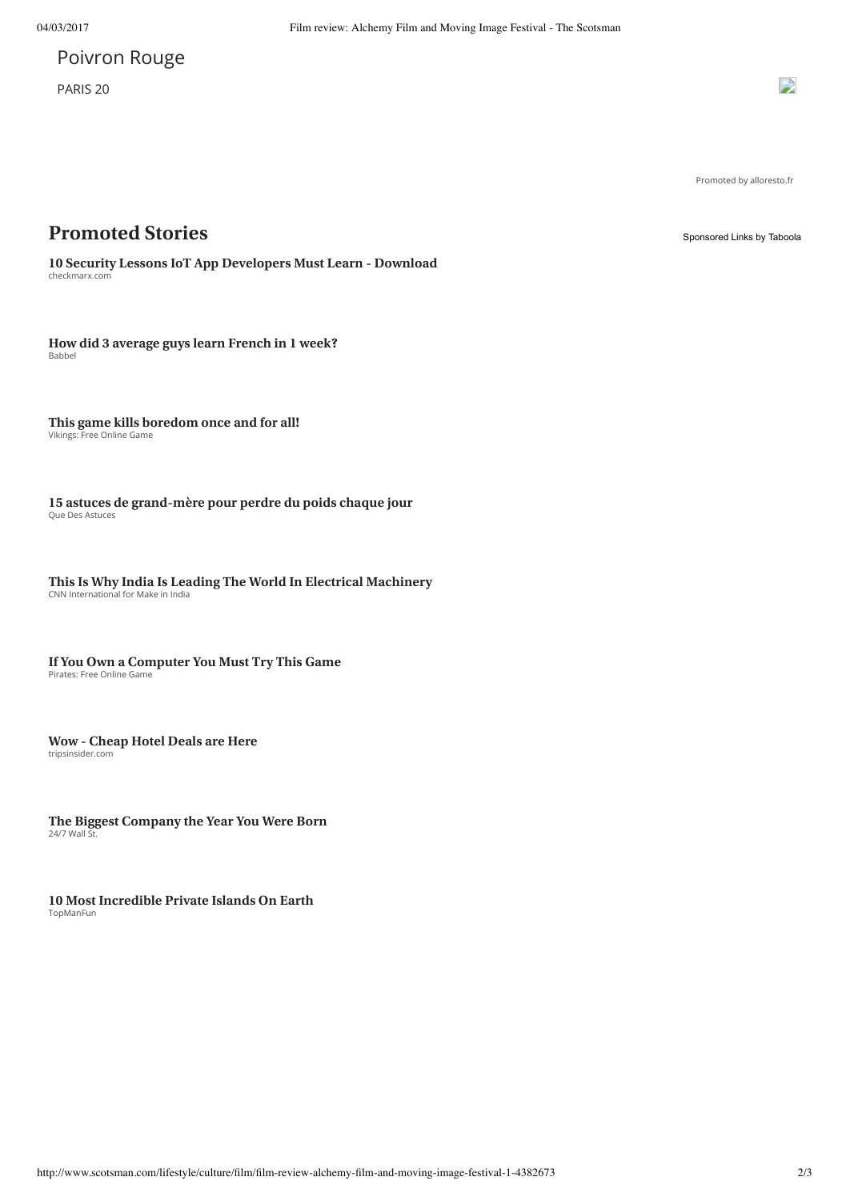Poivron Rouge

PARIS 20

Promoted by alloresto.fr

## Promoted Stories

Sponsored Links by Taboola

**10 Security Lessons IoT App Developers Must Learn - Download**
checkmarx.com

**How did 3 average guys learn French in 1 week?**
Babbel

**This game kills boredom once and for all!**
Vikings: Free Online Game

**15 astuces de grand-mère pour perdre du poids chaque jour**
Que Des Astuces

**This Is Why India Is Leading The World In Electrical Machinery**
CNN International for Make in India

**If You Own a Computer You Must Try This Game**
Pirates: Free Online Game

**Wow - Cheap Hotel Deals are Here**
tripsinsider.com

**The Biggest Company the Year You Were Born**
24/7 Wall St.

**10 Most Incredible Private Islands On Earth**
TopManFun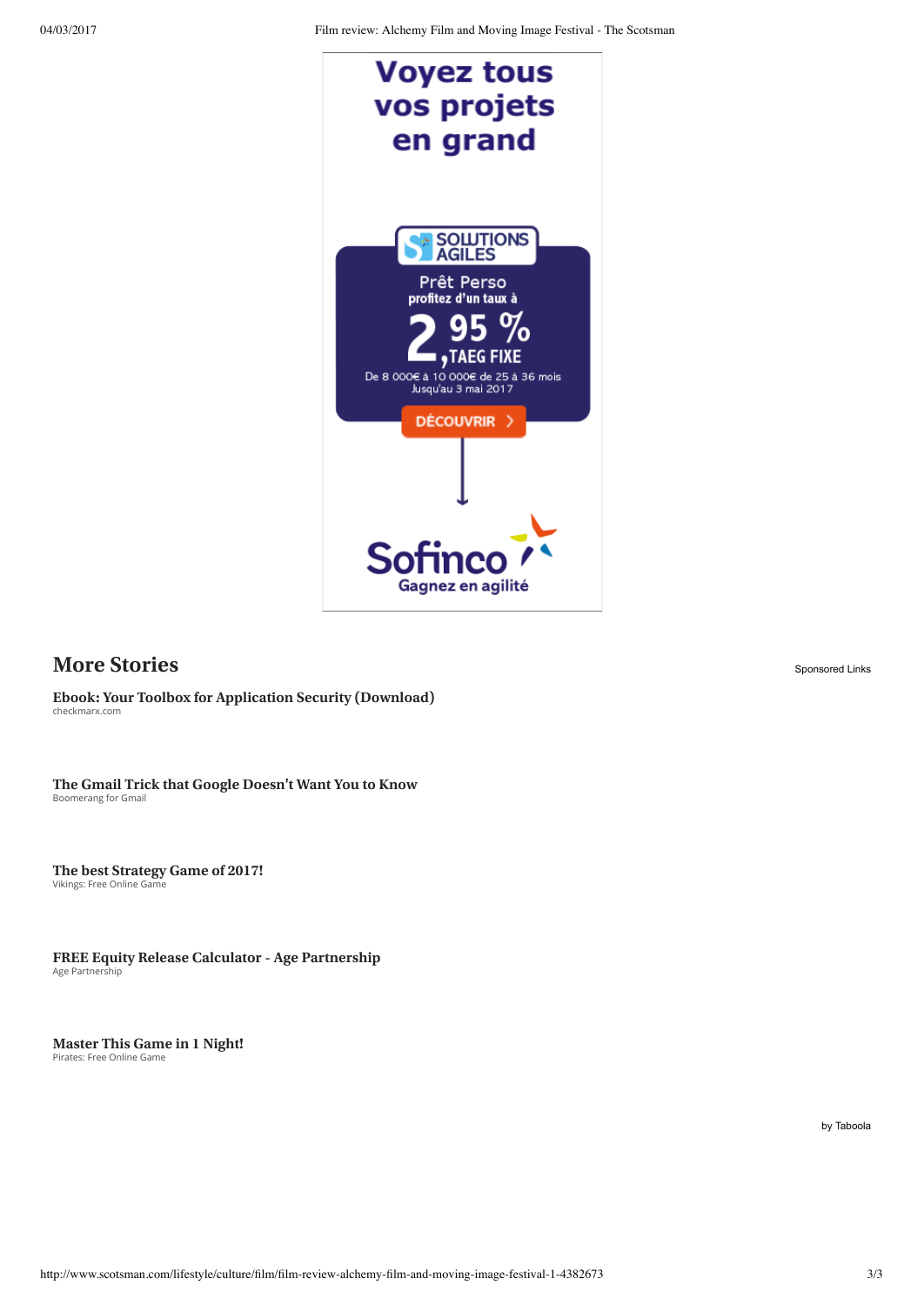Voyez tous vos projets en grand

SOLUTIONS AGILES

Prêt Perso
profitez d'un taux à

2,95 %
TAEG FIXE

De 8 000€ à 10 000€ de 25 à 36 mois
Jusqu'au 3 mai 2017

DÉCOUVRIR

Sofinco
Gagnez en agilité

## More Stories

Sponsored Links

**Ebook: Your Toolbox for Application Security (Download)**
checkmarx.com

**The Gmail Trick that Google Doesn't Want You to Know**
Boomerang for Gmail

**The best Strategy Game of 2017!**
Vikings: Free Online Game

**FREE Equity Release Calculator - Age Partnership**
Age Partnership

**Master This Game in 1 Night!**
Pirates: Free Online Game

by Taboola